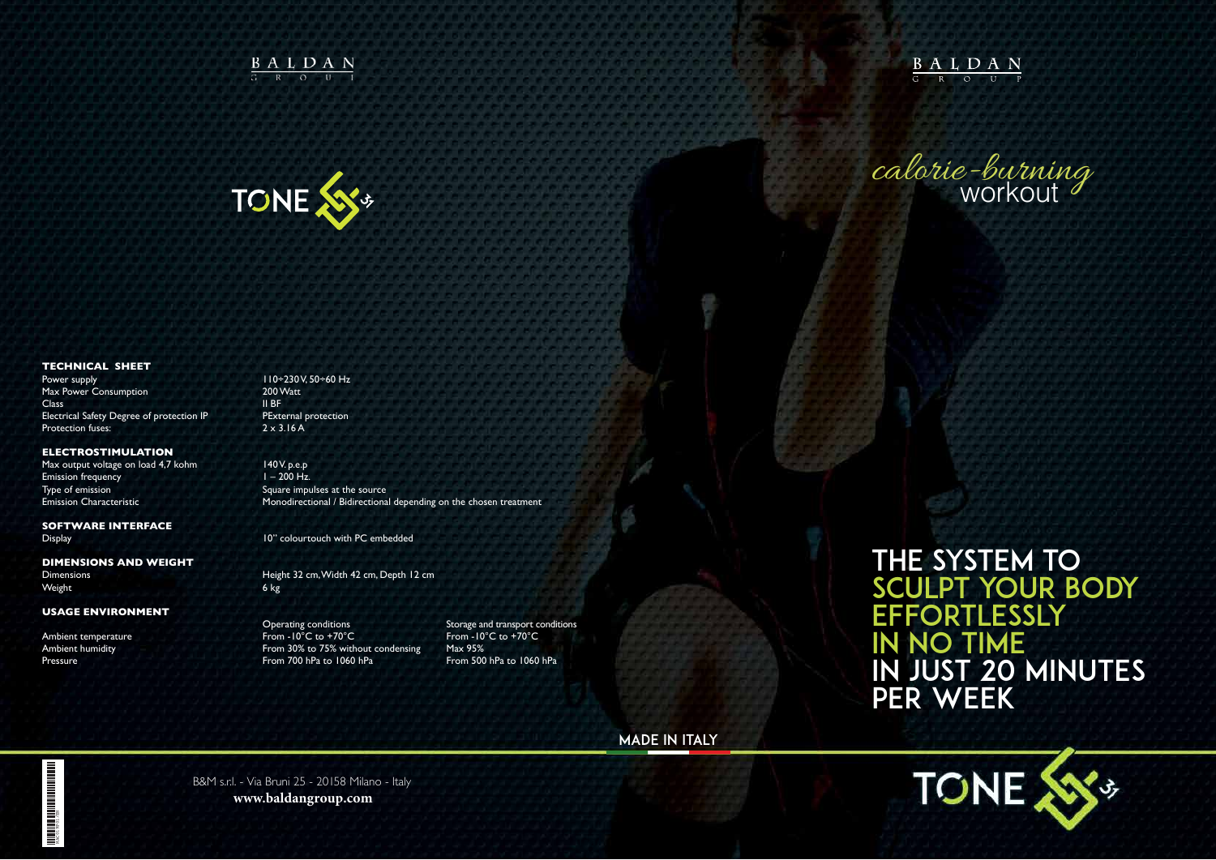BALDAN GROUP

TONE

BALDAN GROUP

*calorie-burning* workout

## TECHNICAL SHEET

| | |
|---|---|
| Power supply | 110÷230V, 50÷60 Hz |
| Max Power Consumption | 200 Watt |
| Class | II BF |
| Electrical Safety Degree of protection IP | PExternal protection |
| Protection fuses: | 2 x 3.16 A |

## ELECTROSTIMULATION

| | |
|---|---|
| Max output voltage on load 4,7 kohm | 140V. p.e.p |
| Emission frequency | 1 – 200 Hz. |
| Type of emission | Square impulses at the source |
| Emission Characteristic | Monodirectional / Bidirectional depending on the chosen treatment |

## SOFTWARE INTERFACE

| | |
|---|---|
| Display | 10'' colourtouch with PC embedded |

## DIMENSIONS AND WEIGHT

| | |
|---|---|
| Dimensions | Height 32 cm, Width 42 cm, Depth 12 cm |
| Weight | 6 kg |

## USAGE ENVIRONMENT

| | Operating conditions | Storage and transport conditions |
|---|---|---|
| Ambient temperature | From -10°C to +70°C | From -10°C to +70°C |
| Ambient humidity | From 30% to 75% without condensing | Max 95% |
| Pressure | From 700 hPa to 1060 hPa | From 500 hPa to 1060 hPa |

# THE SYSTEM TO SCULPT YOUR BODY EFFORTLESSLY IN NO TIME IN JUST 20 MINUTES PER WEEK

MADE IN ITALY

B&M s.r.l. - Via Bruni 25 - 20158 Milano - Italy
**www.baldangroup.com**

TONE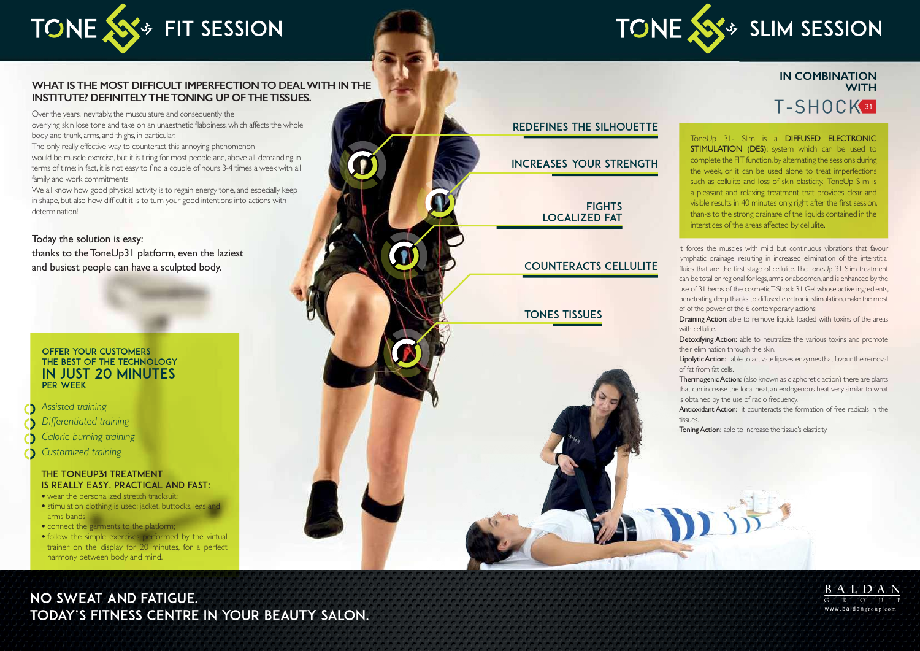# TONE FIT SESSION

### WHAT IS THE MOST DIFFICULT IMPERFECTION TO DEAL WITH IN THE INSTITUTE? DEFINITELY THE TONING UP OF THE TISSUES.

Over the years, inevitably, the musculature and consequently the overlying skin lose tone and take on an unaesthetic flabbiness, which affects the whole body and trunk, arms, and thighs, in particular.
The only really effective way to counteract this annoying phenomenon would be muscle exercise, but it is tiring for most people and, above all, demanding in terms of time: in fact, it is not easy to find a couple of hours 3-4 times a week with all family and work commitments.
We all know how good physical activity is to regain energy, tone, and especially keep in shape, but also how difficult it is to turn your good intentions into actions with determination!

Today the solution is easy:
thanks to the ToneUp31 platform, even the laziest and busiest people can have a sculpted body.

### OFFER YOUR CUSTOMERS THE BEST OF THE TECHNOLOGY IN JUST 20 MINUTES PER WEEK

- *Assisted training*
- *Differentiated training*
- *Calorie burning training*
- *Customized training*

### THE TONEUP31 TREATMENT IS REALLY EASY, PRACTICAL AND FAST:

- wear the personalized stretch tracksuit;
- stimulation clothing is used: jacket, buttocks, legs and arms bands;
- connect the garments to the platform;
- follow the simple exercises performed by the virtual trainer on the display for 20 minutes, for a perfect harmony between body and mind.

REDEFINES THE SILHOUETTE

INCREASES YOUR STRENGTH

FIGHTS LOCALIZED FAT

COUNTERACTS CELLULITE

TONES TISSUES

# TONE SLIM SESSION

### IN COMBINATION WITH T-SHOCK 31

ToneUp 31- Slim is a **DIFFUSED ELECTRONIC STIMULATION (DES):** system which can be used to complete the FIT function, by alternating the sessions during the week, or it can be used alone to treat imperfections such as cellulite and loss of skin elasticity. ToneUp Slim is a pleasant and relaxing treatment that provides clear and visible results in 40 minutes only, right after the first session, thanks to the strong drainage of the liquids contained in the interstices of the areas affected by cellulite.

It forces the muscles with mild but continuous vibrations that favour lymphatic drainage, resulting in increased elimination of the interstitial fluids that are the first stage of cellulite. The ToneUp 31 Slim treatment can be total or regional for legs, arms or abdomen, and is enhanced by the use of 31 herbs of the cosmetic T-Shock 31 Gel whose active ingredients, penetrating deep thanks to diffused electronic stimulation, make the most of of the power of the 6 contemporary actions:

**Draining Action:** able to remove liquids loaded with toxins of the areas with cellulite.

**Detoxifying Action:** able to neutralize the various toxins and promote their elimination through the skin.

**Lipolytic Action:** able to activate lipases, enzymes that favour the removal of fat from fat cells.

**Thermogenic Action:** (also known as diaphoretic action) there are plants that can increase the local heat, an endogenous heat very similar to what is obtained by the use of radio frequency.

**Antioxidant Action:** it counteracts the formation of free radicals in the tissues.

**Toning Action:** able to increase the tissue's elasticity

## NO SWEAT AND FATIGUE.
## TODAY'S FITNESS CENTRE IN YOUR BEAUTY SALON.

BALDAN GROUP
www.baldangroup.com